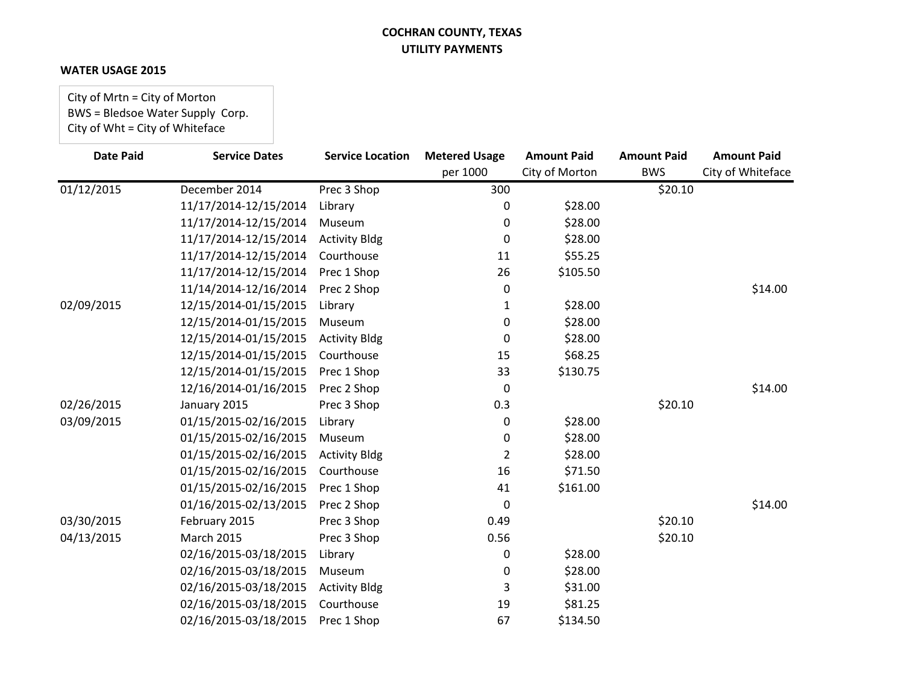**COCHRAN COUNTY, TEXAS**
**UTILITY PAYMENTS**

**WATER USAGE 2015**

City of Mrtn = City of Morton
BWS = Bledsoe Water Supply Corp.
City of Wht = City of Whiteface

| Date Paid | Service Dates | Service Location | Metered Usage per 1000 | Amount Paid City of Morton | Amount Paid BWS | Amount Paid City of Whiteface |
|---|---|---|---|---|---|---|
| 01/12/2015 | December 2014 | Prec 3 Shop | 300 | | $20.10 | |
| | 11/17/2014-12/15/2014 | Library | 0 | $28.00 | | |
| | 11/17/2014-12/15/2014 | Museum | 0 | $28.00 | | |
| | 11/17/2014-12/15/2014 | Activity Bldg | 0 | $28.00 | | |
| | 11/17/2014-12/15/2014 | Courthouse | 11 | $55.25 | | |
| | 11/17/2014-12/15/2014 | Prec 1 Shop | 26 | $105.50 | | |
| | 11/14/2014-12/16/2014 | Prec 2 Shop | 0 | | | $14.00 |
| 02/09/2015 | 12/15/2014-01/15/2015 | Library | 1 | $28.00 | | |
| | 12/15/2014-01/15/2015 | Museum | 0 | $28.00 | | |
| | 12/15/2014-01/15/2015 | Activity Bldg | 0 | $28.00 | | |
| | 12/15/2014-01/15/2015 | Courthouse | 15 | $68.25 | | |
| | 12/15/2014-01/15/2015 | Prec 1 Shop | 33 | $130.75 | | |
| | 12/16/2014-01/16/2015 | Prec 2 Shop | 0 | | | $14.00 |
| 02/26/2015 | January 2015 | Prec 3 Shop | 0.3 | | $20.10 | |
| 03/09/2015 | 01/15/2015-02/16/2015 | Library | 0 | $28.00 | | |
| | 01/15/2015-02/16/2015 | Museum | 0 | $28.00 | | |
| | 01/15/2015-02/16/2015 | Activity Bldg | 2 | $28.00 | | |
| | 01/15/2015-02/16/2015 | Courthouse | 16 | $71.50 | | |
| | 01/15/2015-02/16/2015 | Prec 1 Shop | 41 | $161.00 | | |
| | 01/16/2015-02/13/2015 | Prec 2 Shop | 0 | | | $14.00 |
| 03/30/2015 | February 2015 | Prec 3 Shop | 0.49 | | $20.10 | |
| 04/13/2015 | March 2015 | Prec 3 Shop | 0.56 | | $20.10 | |
| | 02/16/2015-03/18/2015 | Library | 0 | $28.00 | | |
| | 02/16/2015-03/18/2015 | Museum | 0 | $28.00 | | |
| | 02/16/2015-03/18/2015 | Activity Bldg | 3 | $31.00 | | |
| | 02/16/2015-03/18/2015 | Courthouse | 19 | $81.25 | | |
| | 02/16/2015-03/18/2015 | Prec 1 Shop | 67 | $134.50 | | |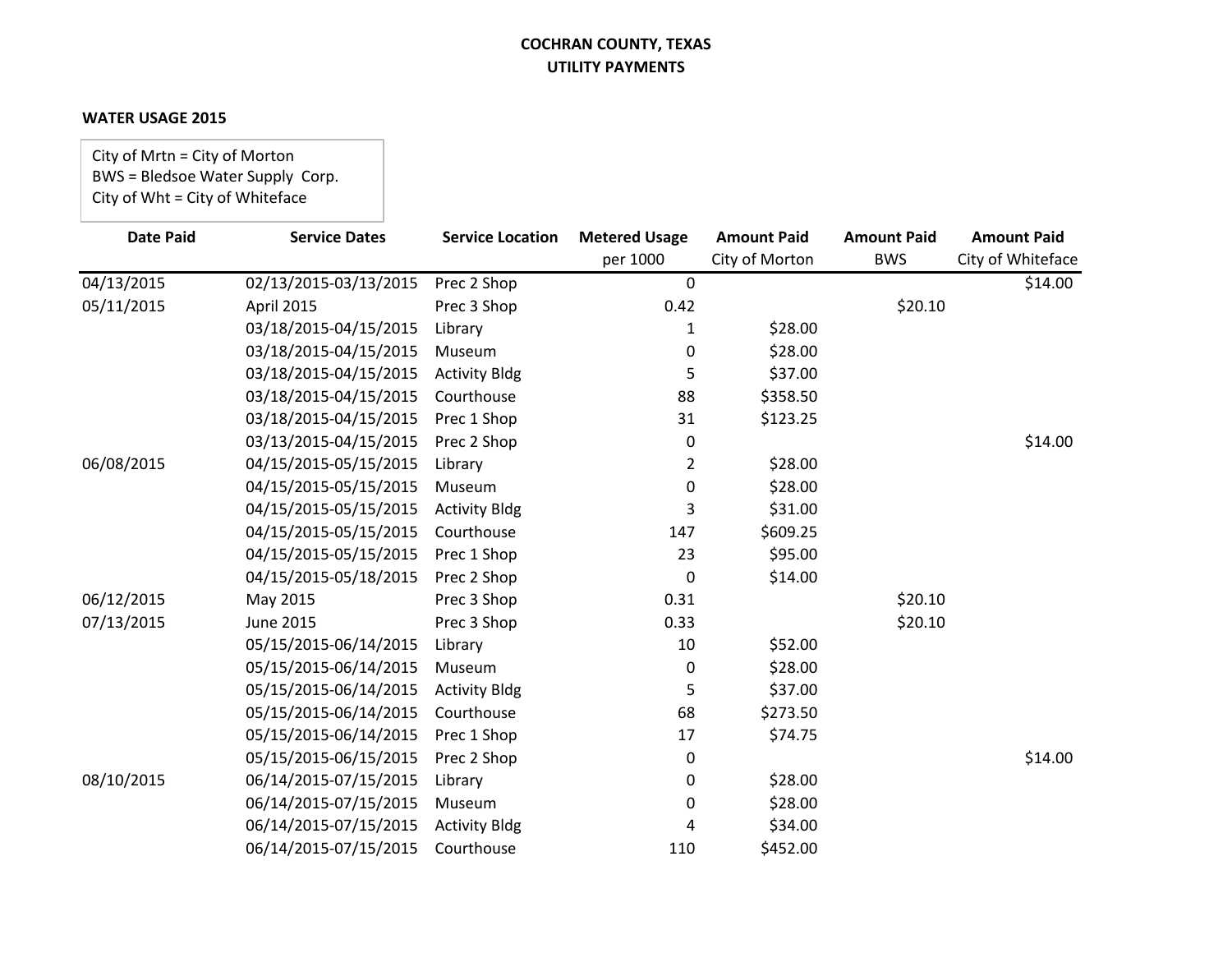**COCHRAN COUNTY, TEXAS**
**UTILITY PAYMENTS**

**WATER USAGE 2015**

City of Mrtn = City of Morton
BWS = Bledsoe Water Supply Corp.
City of Wht = City of Whiteface

| Date Paid | Service Dates | Service Location | Metered Usage per 1000 | Amount Paid City of Morton | Amount Paid BWS | Amount Paid City of Whiteface |
|---|---|---|---|---|---|---|
| 04/13/2015 | 02/13/2015-03/13/2015 | Prec 2 Shop | 0 | | | $14.00 |
| 05/11/2015 | April 2015 | Prec 3 Shop | 0.42 | | $20.10 | |
| | 03/18/2015-04/15/2015 | Library | 1 | $28.00 | | |
| | 03/18/2015-04/15/2015 | Museum | 0 | $28.00 | | |
| | 03/18/2015-04/15/2015 | Activity Bldg | 5 | $37.00 | | |
| | 03/18/2015-04/15/2015 | Courthouse | 88 | $358.50 | | |
| | 03/18/2015-04/15/2015 | Prec 1 Shop | 31 | $123.25 | | |
| | 03/13/2015-04/15/2015 | Prec 2 Shop | 0 | | | $14.00 |
| 06/08/2015 | 04/15/2015-05/15/2015 | Library | 2 | $28.00 | | |
| | 04/15/2015-05/15/2015 | Museum | 0 | $28.00 | | |
| | 04/15/2015-05/15/2015 | Activity Bldg | 3 | $31.00 | | |
| | 04/15/2015-05/15/2015 | Courthouse | 147 | $609.25 | | |
| | 04/15/2015-05/15/2015 | Prec 1 Shop | 23 | $95.00 | | |
| | 04/15/2015-05/18/2015 | Prec 2 Shop | 0 | $14.00 | | |
| 06/12/2015 | May 2015 | Prec 3 Shop | 0.31 | | $20.10 | |
| 07/13/2015 | June 2015 | Prec 3 Shop | 0.33 | | $20.10 | |
| | 05/15/2015-06/14/2015 | Library | 10 | $52.00 | | |
| | 05/15/2015-06/14/2015 | Museum | 0 | $28.00 | | |
| | 05/15/2015-06/14/2015 | Activity Bldg | 5 | $37.00 | | |
| | 05/15/2015-06/14/2015 | Courthouse | 68 | $273.50 | | |
| | 05/15/2015-06/14/2015 | Prec 1 Shop | 17 | $74.75 | | |
| | 05/15/2015-06/15/2015 | Prec 2 Shop | 0 | | | $14.00 |
| 08/10/2015 | 06/14/2015-07/15/2015 | Library | 0 | $28.00 | | |
| | 06/14/2015-07/15/2015 | Museum | 0 | $28.00 | | |
| | 06/14/2015-07/15/2015 | Activity Bldg | 4 | $34.00 | | |
| | 06/14/2015-07/15/2015 | Courthouse | 110 | $452.00 | | |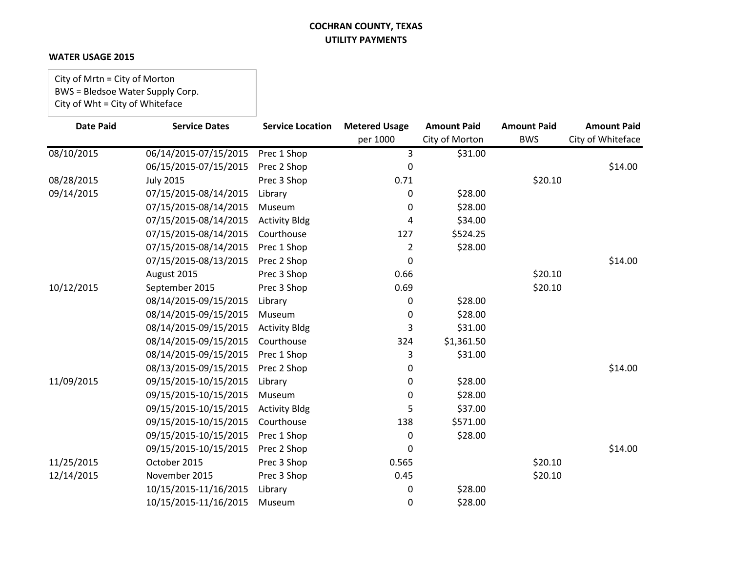**COCHRAN COUNTY, TEXAS**
**UTILITY PAYMENTS**

**WATER USAGE 2015**

City of Mrtn = City of Morton
BWS = Bledsoe Water Supply Corp.
City of Wht = City of Whiteface

| Date Paid | Service Dates | Service Location | Metered Usage per 1000 | Amount Paid City of Morton | Amount Paid BWS | Amount Paid City of Whiteface |
|---|---|---|---|---|---|---|
| 08/10/2015 | 06/14/2015-07/15/2015 | Prec 1 Shop | 3 | $31.00 | | |
| | 06/15/2015-07/15/2015 | Prec 2 Shop | 0 | | | $14.00 |
| 08/28/2015 | July 2015 | Prec 3 Shop | 0.71 | | $20.10 | |
| 09/14/2015 | 07/15/2015-08/14/2015 | Library | 0 | $28.00 | | |
| | 07/15/2015-08/14/2015 | Museum | 0 | $28.00 | | |
| | 07/15/2015-08/14/2015 | Activity Bldg | 4 | $34.00 | | |
| | 07/15/2015-08/14/2015 | Courthouse | 127 | $524.25 | | |
| | 07/15/2015-08/14/2015 | Prec 1 Shop | 2 | $28.00 | | |
| | 07/15/2015-08/13/2015 | Prec 2 Shop | 0 | | | $14.00 |
| | August 2015 | Prec 3 Shop | 0.66 | | $20.10 | |
| 10/12/2015 | September 2015 | Prec 3 Shop | 0.69 | | $20.10 | |
| | 08/14/2015-09/15/2015 | Library | 0 | $28.00 | | |
| | 08/14/2015-09/15/2015 | Museum | 0 | $28.00 | | |
| | 08/14/2015-09/15/2015 | Activity Bldg | 3 | $31.00 | | |
| | 08/14/2015-09/15/2015 | Courthouse | 324 | $1,361.50 | | |
| | 08/14/2015-09/15/2015 | Prec 1 Shop | 3 | $31.00 | | |
| | 08/13/2015-09/15/2015 | Prec 2 Shop | 0 | | | $14.00 |
| 11/09/2015 | 09/15/2015-10/15/2015 | Library | 0 | $28.00 | | |
| | 09/15/2015-10/15/2015 | Museum | 0 | $28.00 | | |
| | 09/15/2015-10/15/2015 | Activity Bldg | 5 | $37.00 | | |
| | 09/15/2015-10/15/2015 | Courthouse | 138 | $571.00 | | |
| | 09/15/2015-10/15/2015 | Prec 1 Shop | 0 | $28.00 | | |
| | 09/15/2015-10/15/2015 | Prec 2 Shop | 0 | | | $14.00 |
| 11/25/2015 | October 2015 | Prec 3 Shop | 0.565 | | $20.10 | |
| 12/14/2015 | November 2015 | Prec 3 Shop | 0.45 | | $20.10 | |
| | 10/15/2015-11/16/2015 | Library | 0 | $28.00 | | |
| | 10/15/2015-11/16/2015 | Museum | 0 | $28.00 | | |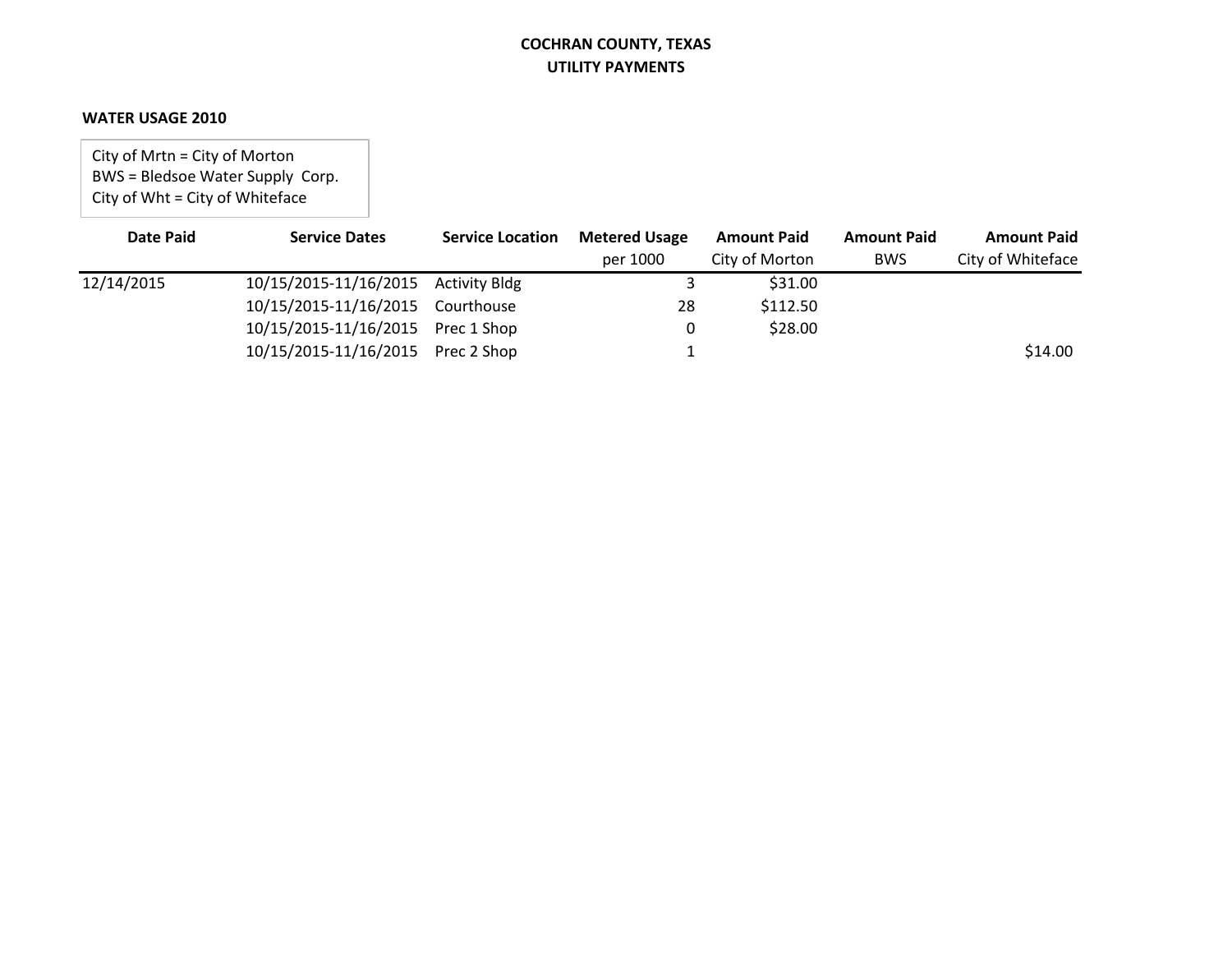**COCHRAN COUNTY, TEXAS**
**UTILITY PAYMENTS**

**WATER USAGE 2010**

City of Mrtn = City of Morton
BWS = Bledsoe Water Supply Corp.
City of Wht = City of Whiteface

| Date Paid | Service Dates | Service Location | Metered Usage per 1000 | Amount Paid City of Morton | Amount Paid BWS | Amount Paid City of Whiteface |
|---|---|---|---|---|---|---|
| 12/14/2015 | 10/15/2015-11/16/2015 | Activity Bldg | 3 | $31.00 | | |
| | 10/15/2015-11/16/2015 | Courthouse | 28 | $112.50 | | |
| | 10/15/2015-11/16/2015 | Prec 1 Shop | 0 | $28.00 | | |
| | 10/15/2015-11/16/2015 | Prec 2 Shop | 1 | | | $14.00 |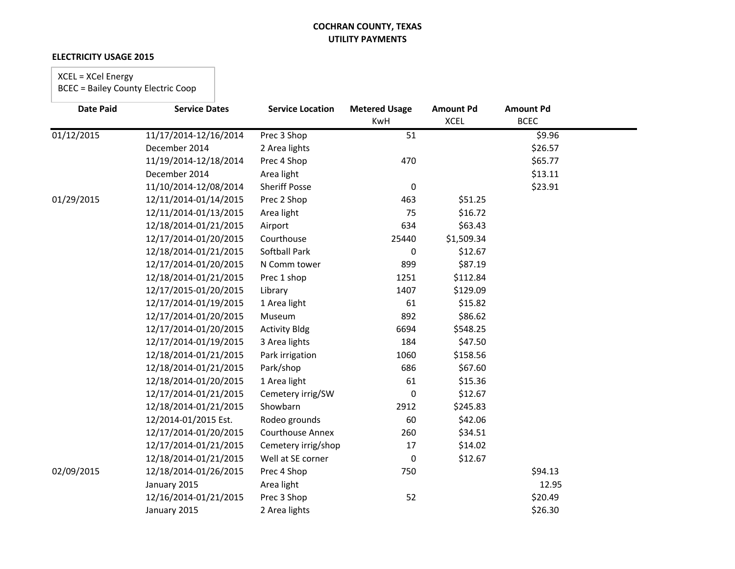**COCHRAN COUNTY, TEXAS**
**UTILITY PAYMENTS**

**ELECTRICITY USAGE 2015**

XCEL = XCel Energy
BCEC = Bailey County Electric Coop

| Date Paid | Service Dates | Service Location | Metered Usage KwH | Amount Pd XCEL | Amount Pd BCEC |
|---|---|---|---|---|---|
| 01/12/2015 | 11/17/2014-12/16/2014 | Prec 3 Shop | 51 | | $9.96 |
| | December 2014 | 2 Area lights | | | $26.57 |
| | 11/19/2014-12/18/2014 | Prec 4 Shop | 470 | | $65.77 |
| | December 2014 | Area light | | | $13.11 |
| | 11/10/2014-12/08/2014 | Sheriff Posse | 0 | | $23.91 |
| 01/29/2015 | 12/11/2014-01/14/2015 | Prec 2 Shop | 463 | $51.25 | |
| | 12/11/2014-01/13/2015 | Area light | 75 | $16.72 | |
| | 12/18/2014-01/21/2015 | Airport | 634 | $63.43 | |
| | 12/17/2014-01/20/2015 | Courthouse | 25440 | $1,509.34 | |
| | 12/18/2014-01/21/2015 | Softball Park | 0 | $12.67 | |
| | 12/17/2014-01/20/2015 | N Comm tower | 899 | $87.19 | |
| | 12/18/2014-01/21/2015 | Prec 1 shop | 1251 | $112.84 | |
| | 12/17/2015-01/20/2015 | Library | 1407 | $129.09 | |
| | 12/17/2014-01/19/2015 | 1 Area light | 61 | $15.82 | |
| | 12/17/2014-01/20/2015 | Museum | 892 | $86.62 | |
| | 12/17/2014-01/20/2015 | Activity Bldg | 6694 | $548.25 | |
| | 12/17/2014-01/19/2015 | 3 Area lights | 184 | $47.50 | |
| | 12/18/2014-01/21/2015 | Park irrigation | 1060 | $158.56 | |
| | 12/18/2014-01/21/2015 | Park/shop | 686 | $67.60 | |
| | 12/18/2014-01/20/2015 | 1 Area light | 61 | $15.36 | |
| | 12/17/2014-01/21/2015 | Cemetery irrig/SW | 0 | $12.67 | |
| | 12/18/2014-01/21/2015 | Showbarn | 2912 | $245.83 | |
| | 12/2014-01/2015 Est. | Rodeo grounds | 60 | $42.06 | |
| | 12/17/2014-01/20/2015 | Courthouse Annex | 260 | $34.51 | |
| | 12/17/2014-01/21/2015 | Cemetery irrig/shop | 17 | $14.02 | |
| | 12/18/2014-01/21/2015 | Well at SE corner | 0 | $12.67 | |
| 02/09/2015 | 12/18/2014-01/26/2015 | Prec 4 Shop | 750 | | $94.13 |
| | January 2015 | Area light | | | 12.95 |
| | 12/16/2014-01/21/2015 | Prec 3 Shop | 52 | | $20.49 |
| | January 2015 | 2 Area lights | | | $26.30 |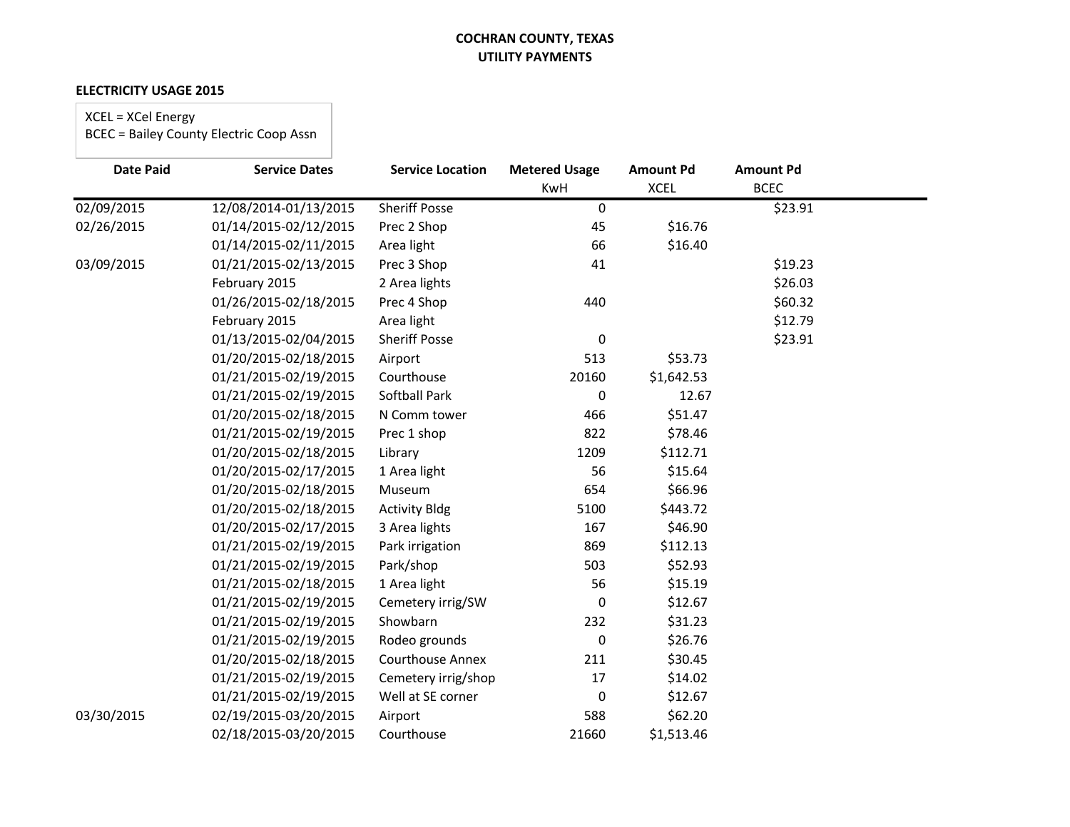**COCHRAN COUNTY, TEXAS**
**UTILITY PAYMENTS**

**ELECTRICITY USAGE 2015**

XCEL = XCel Energy
BCEC = Bailey County Electric Coop Assn

| Date Paid | Service Dates | Service Location | Metered Usage KwH | Amount Pd XCEL | Amount Pd BCEC |
|---|---|---|---|---|---|
| 02/09/2015 | 12/08/2014-01/13/2015 | Sheriff Posse | 0 | | $23.91 |
| 02/26/2015 | 01/14/2015-02/12/2015 | Prec 2 Shop | 45 | $16.76 | |
| | 01/14/2015-02/11/2015 | Area light | 66 | $16.40 | |
| 03/09/2015 | 01/21/2015-02/13/2015 | Prec 3 Shop | 41 | | $19.23 |
| | February 2015 | 2 Area lights | | | $26.03 |
| | 01/26/2015-02/18/2015 | Prec 4 Shop | 440 | | $60.32 |
| | February 2015 | Area light | | | $12.79 |
| | 01/13/2015-02/04/2015 | Sheriff Posse | 0 | | $23.91 |
| | 01/20/2015-02/18/2015 | Airport | 513 | $53.73 | |
| | 01/21/2015-02/19/2015 | Courthouse | 20160 | $1,642.53 | |
| | 01/21/2015-02/19/2015 | Softball Park | 0 | 12.67 | |
| | 01/20/2015-02/18/2015 | N Comm tower | 466 | $51.47 | |
| | 01/21/2015-02/19/2015 | Prec 1 shop | 822 | $78.46 | |
| | 01/20/2015-02/18/2015 | Library | 1209 | $112.71 | |
| | 01/20/2015-02/17/2015 | 1 Area light | 56 | $15.64 | |
| | 01/20/2015-02/18/2015 | Museum | 654 | $66.96 | |
| | 01/20/2015-02/18/2015 | Activity Bldg | 5100 | $443.72 | |
| | 01/20/2015-02/17/2015 | 3 Area lights | 167 | $46.90 | |
| | 01/21/2015-02/19/2015 | Park irrigation | 869 | $112.13 | |
| | 01/21/2015-02/19/2015 | Park/shop | 503 | $52.93 | |
| | 01/21/2015-02/18/2015 | 1 Area light | 56 | $15.19 | |
| | 01/21/2015-02/19/2015 | Cemetery irrig/SW | 0 | $12.67 | |
| | 01/21/2015-02/19/2015 | Showbarn | 232 | $31.23 | |
| | 01/21/2015-02/19/2015 | Rodeo grounds | 0 | $26.76 | |
| | 01/20/2015-02/18/2015 | Courthouse Annex | 211 | $30.45 | |
| | 01/21/2015-02/19/2015 | Cemetery irrig/shop | 17 | $14.02 | |
| | 01/21/2015-02/19/2015 | Well at SE corner | 0 | $12.67 | |
| 03/30/2015 | 02/19/2015-03/20/2015 | Airport | 588 | $62.20 | |
| | 02/18/2015-03/20/2015 | Courthouse | 21660 | $1,513.46 | |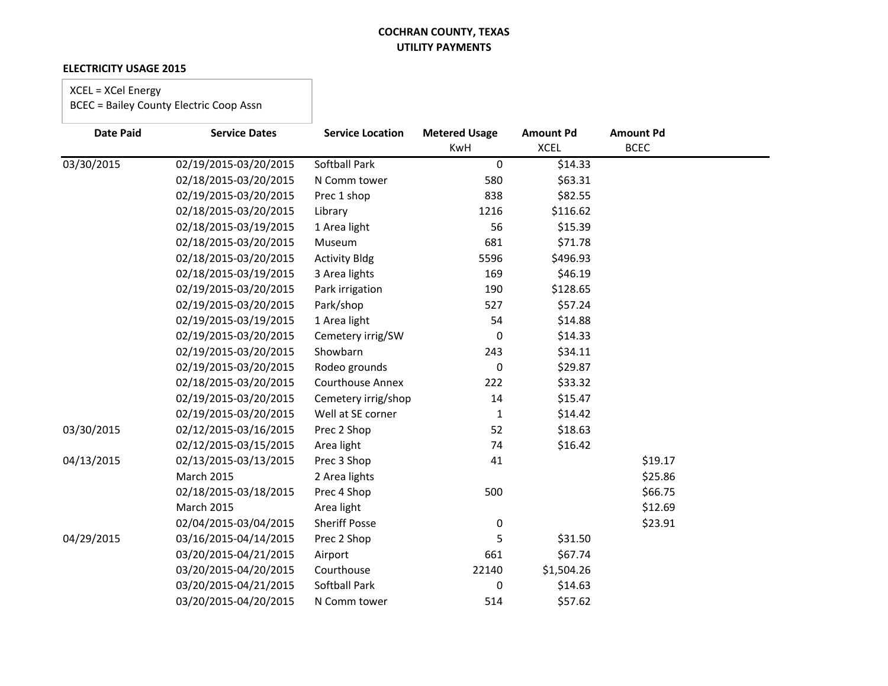# COCHRAN COUNTY, TEXAS
## UTILITY PAYMENTS

**ELECTRICITY USAGE 2015**

XCEL = XCel Energy
BCEC = Bailey County Electric Coop Assn

| Date Paid | Service Dates | Service Location | Metered Usage KwH | Amount Pd XCEL | Amount Pd BCEC |
|---|---|---|---|---|---|
| 03/30/2015 | 02/19/2015-03/20/2015 | Softball Park | 0 | $14.33 | |
| | 02/18/2015-03/20/2015 | N Comm tower | 580 | $63.31 | |
| | 02/19/2015-03/20/2015 | Prec 1 shop | 838 | $82.55 | |
| | 02/18/2015-03/20/2015 | Library | 1216 | $116.62 | |
| | 02/18/2015-03/19/2015 | 1 Area light | 56 | $15.39 | |
| | 02/18/2015-03/20/2015 | Museum | 681 | $71.78 | |
| | 02/18/2015-03/20/2015 | Activity Bldg | 5596 | $496.93 | |
| | 02/18/2015-03/19/2015 | 3 Area lights | 169 | $46.19 | |
| | 02/19/2015-03/20/2015 | Park irrigation | 190 | $128.65 | |
| | 02/19/2015-03/20/2015 | Park/shop | 527 | $57.24 | |
| | 02/19/2015-03/19/2015 | 1 Area light | 54 | $14.88 | |
| | 02/19/2015-03/20/2015 | Cemetery irrig/SW | 0 | $14.33 | |
| | 02/19/2015-03/20/2015 | Showbarn | 243 | $34.11 | |
| | 02/19/2015-03/20/2015 | Rodeo grounds | 0 | $29.87 | |
| | 02/18/2015-03/20/2015 | Courthouse Annex | 222 | $33.32 | |
| | 02/19/2015-03/20/2015 | Cemetery irrig/shop | 14 | $15.47 | |
| | 02/19/2015-03/20/2015 | Well at SE corner | 1 | $14.42 | |
| 03/30/2015 | 02/12/2015-03/16/2015 | Prec 2 Shop | 52 | $18.63 | |
| | 02/12/2015-03/15/2015 | Area light | 74 | $16.42 | |
| 04/13/2015 | 02/13/2015-03/13/2015 | Prec 3 Shop | 41 | | $19.17 |
| | March 2015 | 2 Area lights | | | $25.86 |
| | 02/18/2015-03/18/2015 | Prec 4 Shop | 500 | | $66.75 |
| | March 2015 | Area light | | | $12.69 |
| | 02/04/2015-03/04/2015 | Sheriff Posse | 0 | | $23.91 |
| 04/29/2015 | 03/16/2015-04/14/2015 | Prec 2 Shop | 5 | $31.50 | |
| | 03/20/2015-04/21/2015 | Airport | 661 | $67.74 | |
| | 03/20/2015-04/20/2015 | Courthouse | 22140 | $1,504.26 | |
| | 03/20/2015-04/21/2015 | Softball Park | 0 | $14.63 | |
| | 03/20/2015-04/20/2015 | N Comm tower | 514 | $57.62 | |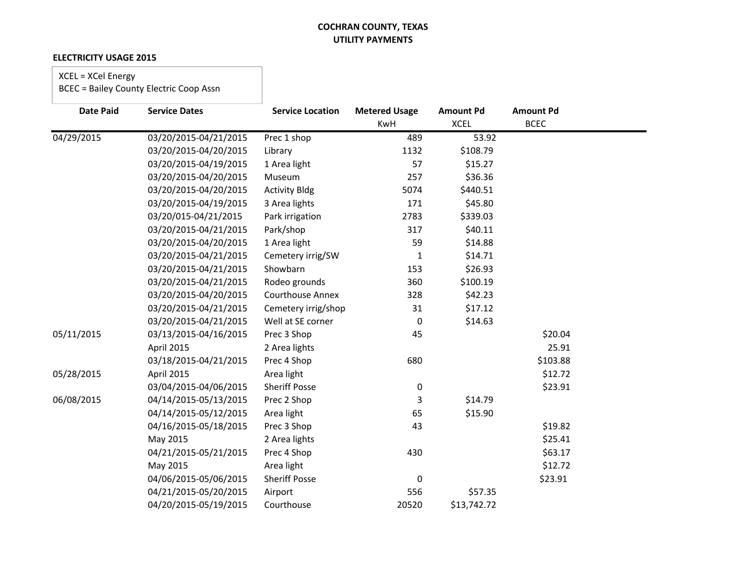**COCHRAN COUNTY, TEXAS**
**UTILITY PAYMENTS**

**ELECTRICITY USAGE 2015**

XCEL = XCel Energy
BCEC = Bailey County Electric Coop Assn

| Date Paid | Service Dates | Service Location | Metered Usage | Amount Pd | Amount Pd |
|---|---|---|---|---|---|
| | | | KwH | XCEL | BCEC |
| 04/29/2015 | 03/20/2015-04/21/2015 | Prec 1 shop | 489 | 53.92 | |
| | 03/20/2015-04/20/2015 | Library | 1132 | $108.79 | |
| | 03/20/2015-04/19/2015 | 1 Area light | 57 | $15.27 | |
| | 03/20/2015-04/20/2015 | Museum | 257 | $36.36 | |
| | 03/20/2015-04/20/2015 | Activity Bldg | 5074 | $440.51 | |
| | 03/20/2015-04/19/2015 | 3 Area lights | 171 | $45.80 | |
| | 03/20/015-04/21/2015 | Park irrigation | 2783 | $339.03 | |
| | 03/20/2015-04/21/2015 | Park/shop | 317 | $40.11 | |
| | 03/20/2015-04/20/2015 | 1 Area light | 59 | $14.88 | |
| | 03/20/2015-04/21/2015 | Cemetery irrig/SW | 1 | $14.71 | |
| | 03/20/2015-04/21/2015 | Showbarn | 153 | $26.93 | |
| | 03/20/2015-04/21/2015 | Rodeo grounds | 360 | $100.19 | |
| | 03/20/2015-04/20/2015 | Courthouse Annex | 328 | $42.23 | |
| | 03/20/2015-04/21/2015 | Cemetery irrig/shop | 31 | $17.12 | |
| | 03/20/2015-04/21/2015 | Well at SE corner | 0 | $14.63 | |
| 05/11/2015 | 03/13/2015-04/16/2015 | Prec 3 Shop | 45 | | $20.04 |
| | April 2015 | 2 Area lights | | | 25.91 |
| | 03/18/2015-04/21/2015 | Prec 4 Shop | 680 | | $103.88 |
| 05/28/2015 | April 2015 | Area light | | | $12.72 |
| | 03/04/2015-04/06/2015 | Sheriff Posse | 0 | | $23.91 |
| 06/08/2015 | 04/14/2015-05/13/2015 | Prec 2 Shop | 3 | $14.79 | |
| | 04/14/2015-05/12/2015 | Area light | 65 | $15.90 | |
| | 04/16/2015-05/18/2015 | Prec 3 Shop | 43 | | $19.82 |
| | May 2015 | 2 Area lights | | | $25.41 |
| | 04/21/2015-05/21/2015 | Prec 4 Shop | 430 | | $63.17 |
| | May 2015 | Area light | | | $12.72 |
| | 04/06/2015-05/06/2015 | Sheriff Posse | 0 | | $23.91 |
| | 04/21/2015-05/20/2015 | Airport | 556 | $57.35 | |
| | 04/20/2015-05/19/2015 | Courthouse | 20520 | $13,742.72 | |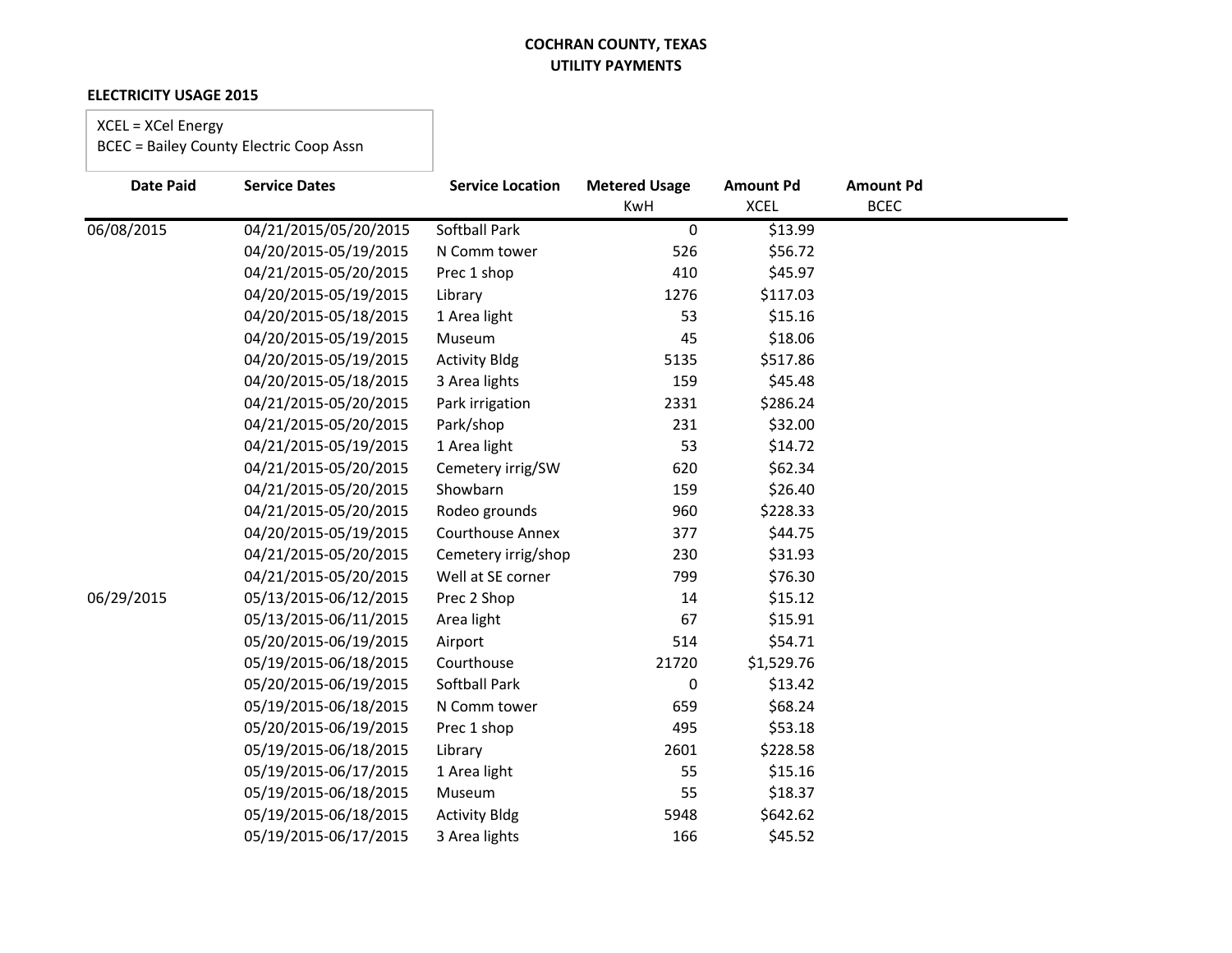**COCHRAN COUNTY, TEXAS**
**UTILITY PAYMENTS**

**ELECTRICITY USAGE 2015**

XCEL = XCel Energy
BCEC = Bailey County Electric Coop Assn

| Date Paid | Service Dates | Service Location | Metered Usage KwH | Amount Pd XCEL | Amount Pd BCEC |
|---|---|---|---|---|---|
| 06/08/2015 | 04/21/2015/05/20/2015 | Softball Park | 0 | $13.99 | |
| | 04/20/2015-05/19/2015 | N Comm tower | 526 | $56.72 | |
| | 04/21/2015-05/20/2015 | Prec 1 shop | 410 | $45.97 | |
| | 04/20/2015-05/19/2015 | Library | 1276 | $117.03 | |
| | 04/20/2015-05/18/2015 | 1 Area light | 53 | $15.16 | |
| | 04/20/2015-05/19/2015 | Museum | 45 | $18.06 | |
| | 04/20/2015-05/19/2015 | Activity Bldg | 5135 | $517.86 | |
| | 04/20/2015-05/18/2015 | 3 Area lights | 159 | $45.48 | |
| | 04/21/2015-05/20/2015 | Park irrigation | 2331 | $286.24 | |
| | 04/21/2015-05/20/2015 | Park/shop | 231 | $32.00 | |
| | 04/21/2015-05/19/2015 | 1 Area light | 53 | $14.72 | |
| | 04/21/2015-05/20/2015 | Cemetery irrig/SW | 620 | $62.34 | |
| | 04/21/2015-05/20/2015 | Showbarn | 159 | $26.40 | |
| | 04/21/2015-05/20/2015 | Rodeo grounds | 960 | $228.33 | |
| | 04/20/2015-05/19/2015 | Courthouse Annex | 377 | $44.75 | |
| | 04/21/2015-05/20/2015 | Cemetery irrig/shop | 230 | $31.93 | |
| | 04/21/2015-05/20/2015 | Well at SE corner | 799 | $76.30 | |
| 06/29/2015 | 05/13/2015-06/12/2015 | Prec 2 Shop | 14 | $15.12 | |
| | 05/13/2015-06/11/2015 | Area light | 67 | $15.91 | |
| | 05/20/2015-06/19/2015 | Airport | 514 | $54.71 | |
| | 05/19/2015-06/18/2015 | Courthouse | 21720 | $1,529.76 | |
| | 05/20/2015-06/19/2015 | Softball Park | 0 | $13.42 | |
| | 05/19/2015-06/18/2015 | N Comm tower | 659 | $68.24 | |
| | 05/20/2015-06/19/2015 | Prec 1 shop | 495 | $53.18 | |
| | 05/19/2015-06/18/2015 | Library | 2601 | $228.58 | |
| | 05/19/2015-06/17/2015 | 1 Area light | 55 | $15.16 | |
| | 05/19/2015-06/18/2015 | Museum | 55 | $18.37 | |
| | 05/19/2015-06/18/2015 | Activity Bldg | 5948 | $642.62 | |
| | 05/19/2015-06/17/2015 | 3 Area lights | 166 | $45.52 | |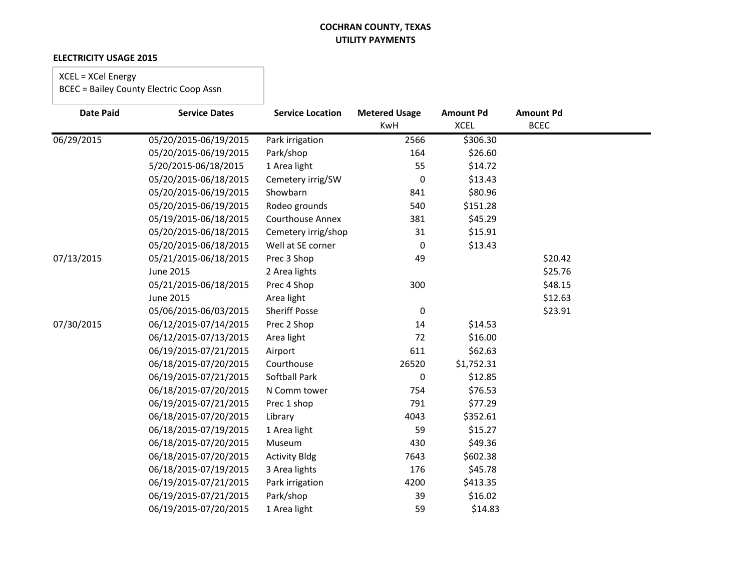**COCHRAN COUNTY, TEXAS**
**UTILITY PAYMENTS**

**ELECTRICITY USAGE 2015**

XCEL = XCel Energy
BCEC = Bailey County Electric Coop Assn

| Date Paid | Service Dates | Service Location | Metered Usage KwH | Amount Pd XCEL | Amount Pd BCEC |
|---|---|---|---|---|---|
| 06/29/2015 | 05/20/2015-06/19/2015 | Park irrigation | 2566 | $306.30 | |
| | 05/20/2015-06/19/2015 | Park/shop | 164 | $26.60 | |
| | 5/20/2015-06/18/2015 | 1 Area light | 55 | $14.72 | |
| | 05/20/2015-06/18/2015 | Cemetery irrig/SW | 0 | $13.43 | |
| | 05/20/2015-06/19/2015 | Showbarn | 841 | $80.96 | |
| | 05/20/2015-06/19/2015 | Rodeo grounds | 540 | $151.28 | |
| | 05/19/2015-06/18/2015 | Courthouse Annex | 381 | $45.29 | |
| | 05/20/2015-06/18/2015 | Cemetery irrig/shop | 31 | $15.91 | |
| | 05/20/2015-06/18/2015 | Well at SE corner | 0 | $13.43 | |
| 07/13/2015 | 05/21/2015-06/18/2015 | Prec 3 Shop | 49 | | $20.42 |
| | June 2015 | 2 Area lights | | | $25.76 |
| | 05/21/2015-06/18/2015 | Prec 4 Shop | 300 | | $48.15 |
| | June 2015 | Area light | | | $12.63 |
| | 05/06/2015-06/03/2015 | Sheriff Posse | 0 | | $23.91 |
| 07/30/2015 | 06/12/2015-07/14/2015 | Prec 2 Shop | 14 | $14.53 | |
| | 06/12/2015-07/13/2015 | Area light | 72 | $16.00 | |
| | 06/19/2015-07/21/2015 | Airport | 611 | $62.63 | |
| | 06/18/2015-07/20/2015 | Courthouse | 26520 | $1,752.31 | |
| | 06/19/2015-07/21/2015 | Softball Park | 0 | $12.85 | |
| | 06/18/2015-07/20/2015 | N Comm tower | 754 | $76.53 | |
| | 06/19/2015-07/21/2015 | Prec 1 shop | 791 | $77.29 | |
| | 06/18/2015-07/20/2015 | Library | 4043 | $352.61 | |
| | 06/18/2015-07/19/2015 | 1 Area light | 59 | $15.27 | |
| | 06/18/2015-07/20/2015 | Museum | 430 | $49.36 | |
| | 06/18/2015-07/20/2015 | Activity Bldg | 7643 | $602.38 | |
| | 06/18/2015-07/19/2015 | 3 Area lights | 176 | $45.78 | |
| | 06/19/2015-07/21/2015 | Park irrigation | 4200 | $413.35 | |
| | 06/19/2015-07/21/2015 | Park/shop | 39 | $16.02 | |
| | 06/19/2015-07/20/2015 | 1 Area light | 59 | $14.83 | |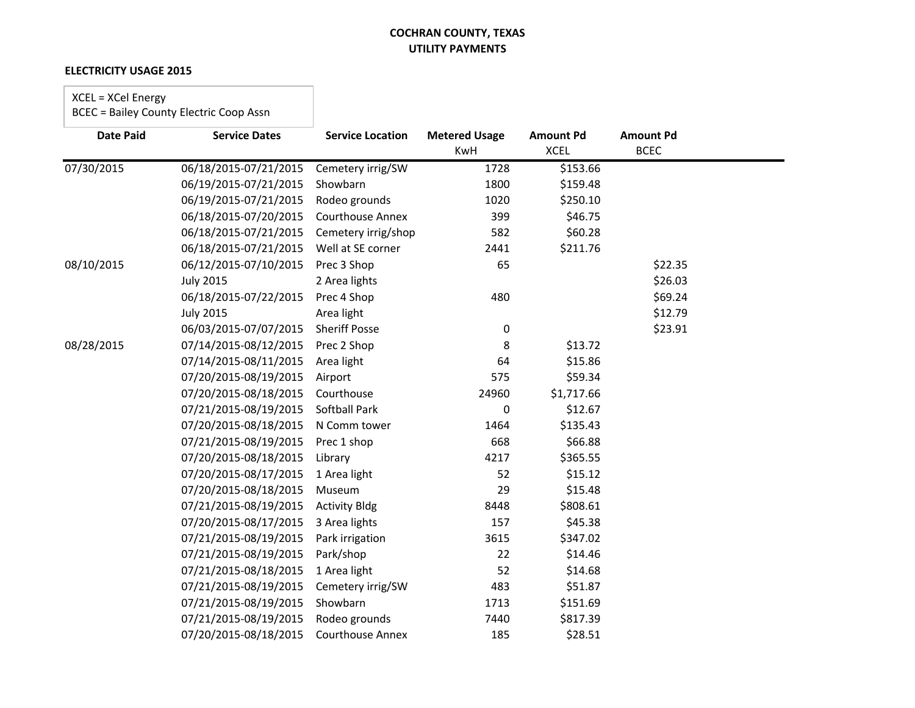**COCHRAN COUNTY, TEXAS**
**UTILITY PAYMENTS**

**ELECTRICITY USAGE 2015**

XCEL = XCel Energy
BCEC = Bailey County Electric Coop Assn

| Date Paid | Service Dates | Service Location | Metered Usage KwH | Amount Pd XCEL | Amount Pd BCEC |
|---|---|---|---|---|---|
| 07/30/2015 | 06/18/2015-07/21/2015 | Cemetery irrig/SW | 1728 | $153.66 | |
| | 06/19/2015-07/21/2015 | Showbarn | 1800 | $159.48 | |
| | 06/19/2015-07/21/2015 | Rodeo grounds | 1020 | $250.10 | |
| | 06/18/2015-07/20/2015 | Courthouse Annex | 399 | $46.75 | |
| | 06/18/2015-07/21/2015 | Cemetery irrig/shop | 582 | $60.28 | |
| | 06/18/2015-07/21/2015 | Well at SE corner | 2441 | $211.76 | |
| 08/10/2015 | 06/12/2015-07/10/2015 | Prec 3 Shop | 65 | | $22.35 |
| | July 2015 | 2 Area lights | | | $26.03 |
| | 06/18/2015-07/22/2015 | Prec 4 Shop | 480 | | $69.24 |
| | July 2015 | Area light | | | $12.79 |
| | 06/03/2015-07/07/2015 | Sheriff Posse | 0 | | $23.91 |
| 08/28/2015 | 07/14/2015-08/12/2015 | Prec 2 Shop | 8 | $13.72 | |
| | 07/14/2015-08/11/2015 | Area light | 64 | $15.86 | |
| | 07/20/2015-08/19/2015 | Airport | 575 | $59.34 | |
| | 07/20/2015-08/18/2015 | Courthouse | 24960 | $1,717.66 | |
| | 07/21/2015-08/19/2015 | Softball Park | 0 | $12.67 | |
| | 07/20/2015-08/18/2015 | N Comm tower | 1464 | $135.43 | |
| | 07/21/2015-08/19/2015 | Prec 1 shop | 668 | $66.88 | |
| | 07/20/2015-08/18/2015 | Library | 4217 | $365.55 | |
| | 07/20/2015-08/17/2015 | 1 Area light | 52 | $15.12 | |
| | 07/20/2015-08/18/2015 | Museum | 29 | $15.48 | |
| | 07/21/2015-08/19/2015 | Activity Bldg | 8448 | $808.61 | |
| | 07/20/2015-08/17/2015 | 3 Area lights | 157 | $45.38 | |
| | 07/21/2015-08/19/2015 | Park irrigation | 3615 | $347.02 | |
| | 07/21/2015-08/19/2015 | Park/shop | 22 | $14.46 | |
| | 07/21/2015-08/18/2015 | 1 Area light | 52 | $14.68 | |
| | 07/21/2015-08/19/2015 | Cemetery irrig/SW | 483 | $51.87 | |
| | 07/21/2015-08/19/2015 | Showbarn | 1713 | $151.69 | |
| | 07/21/2015-08/19/2015 | Rodeo grounds | 7440 | $817.39 | |
| | 07/20/2015-08/18/2015 | Courthouse Annex | 185 | $28.51 | |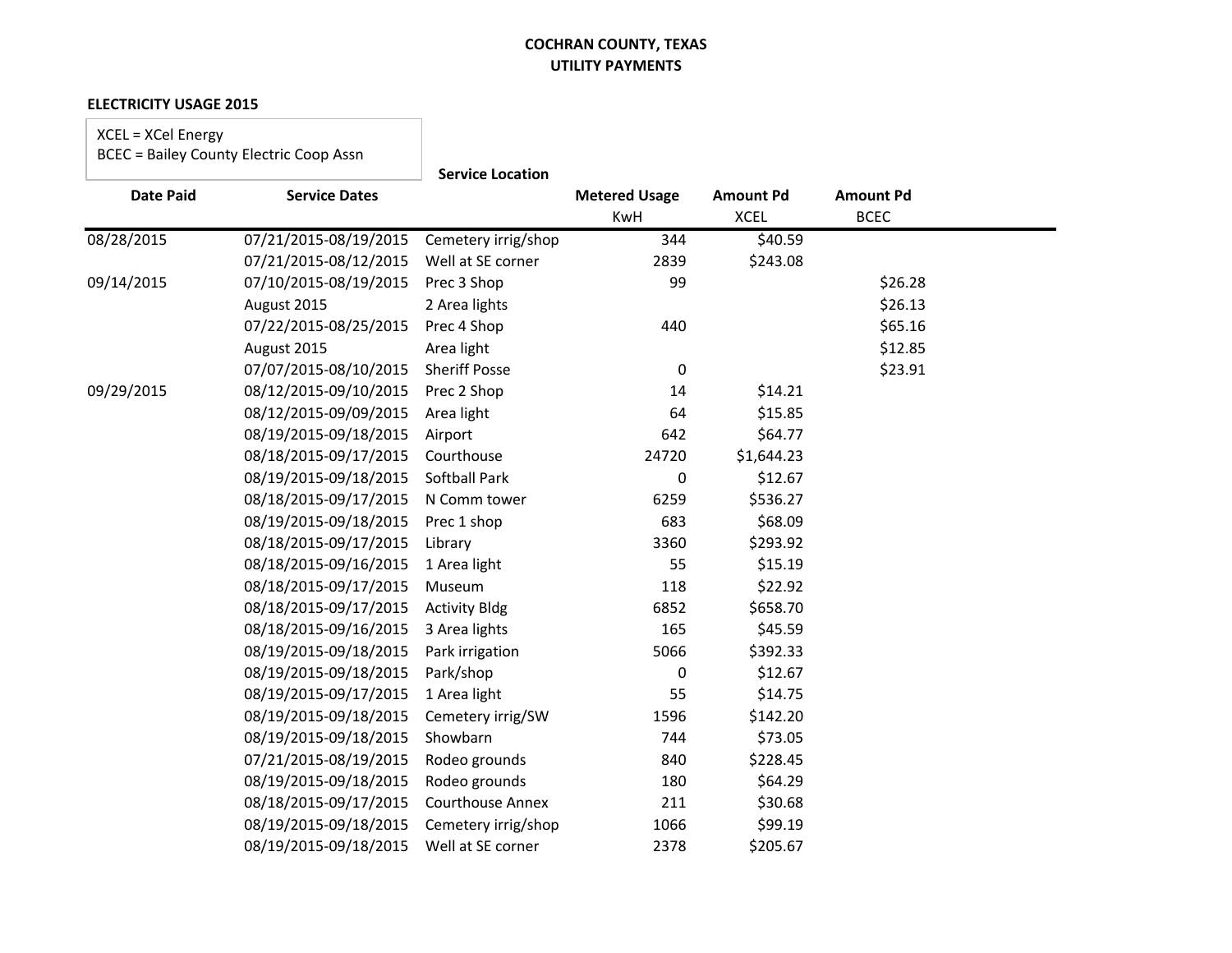# COCHRAN COUNTY, TEXAS
## UTILITY PAYMENTS

### ELECTRICITY USAGE 2015

XCEL = XCel Energy
BCEC = Bailey County Electric Coop Assn

| Date Paid | Service Dates | Service Location | Metered Usage KwH | Amount Pd XCEL | Amount Pd BCEC |
|---|---|---|---|---|---|
| 08/28/2015 | 07/21/2015-08/19/2015 | Cemetery irrig/shop | 344 | $40.59 | |
| | 07/21/2015-08/12/2015 | Well at SE corner | 2839 | $243.08 | |
| 09/14/2015 | 07/10/2015-08/19/2015 | Prec 3 Shop | 99 | | $26.28 |
| | August 2015 | 2 Area lights | | | $26.13 |
| | 07/22/2015-08/25/2015 | Prec 4 Shop | 440 | | $65.16 |
| | August 2015 | Area light | | | $12.85 |
| | 07/07/2015-08/10/2015 | Sheriff Posse | 0 | | $23.91 |
| 09/29/2015 | 08/12/2015-09/10/2015 | Prec 2 Shop | 14 | $14.21 | |
| | 08/12/2015-09/09/2015 | Area light | 64 | $15.85 | |
| | 08/19/2015-09/18/2015 | Airport | 642 | $64.77 | |
| | 08/18/2015-09/17/2015 | Courthouse | 24720 | $1,644.23 | |
| | 08/19/2015-09/18/2015 | Softball Park | 0 | $12.67 | |
| | 08/18/2015-09/17/2015 | N Comm tower | 6259 | $536.27 | |
| | 08/19/2015-09/18/2015 | Prec 1 shop | 683 | $68.09 | |
| | 08/18/2015-09/17/2015 | Library | 3360 | $293.92 | |
| | 08/18/2015-09/16/2015 | 1 Area light | 55 | $15.19 | |
| | 08/18/2015-09/17/2015 | Museum | 118 | $22.92 | |
| | 08/18/2015-09/17/2015 | Activity Bldg | 6852 | $658.70 | |
| | 08/18/2015-09/16/2015 | 3 Area lights | 165 | $45.59 | |
| | 08/19/2015-09/18/2015 | Park irrigation | 5066 | $392.33 | |
| | 08/19/2015-09/18/2015 | Park/shop | 0 | $12.67 | |
| | 08/19/2015-09/17/2015 | 1 Area light | 55 | $14.75 | |
| | 08/19/2015-09/18/2015 | Cemetery irrig/SW | 1596 | $142.20 | |
| | 08/19/2015-09/18/2015 | Showbarn | 744 | $73.05 | |
| | 07/21/2015-08/19/2015 | Rodeo grounds | 840 | $228.45 | |
| | 08/19/2015-09/18/2015 | Rodeo grounds | 180 | $64.29 | |
| | 08/18/2015-09/17/2015 | Courthouse Annex | 211 | $30.68 | |
| | 08/19/2015-09/18/2015 | Cemetery irrig/shop | 1066 | $99.19 | |
| | 08/19/2015-09/18/2015 | Well at SE corner | 2378 | $205.67 | |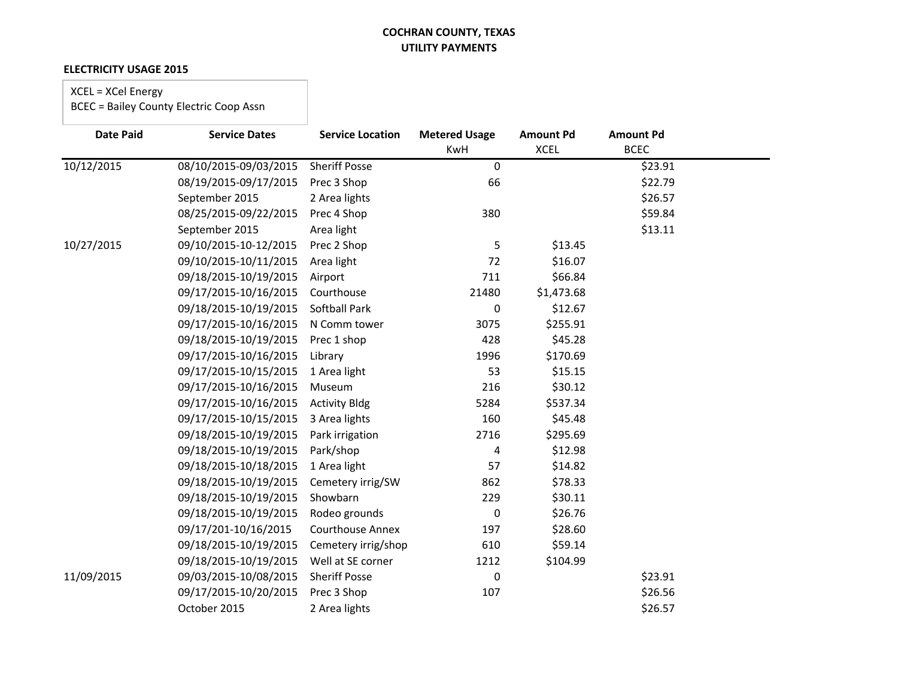**COCHRAN COUNTY, TEXAS**
**UTILITY PAYMENTS**

**ELECTRICITY USAGE 2015**

XCEL = XCel Energy
BCEC = Bailey County Electric Coop Assn

| Date Paid | Service Dates | Service Location | Metered Usage KwH | Amount Pd XCEL | Amount Pd BCEC |
|---|---|---|---|---|---|
| 10/12/2015 | 08/10/2015-09/03/2015 | Sheriff Posse | 0 | | $23.91 |
| | 08/19/2015-09/17/2015 | Prec 3 Shop | 66 | | $22.79 |
| | September 2015 | 2 Area lights | | | $26.57 |
| | 08/25/2015-09/22/2015 | Prec 4 Shop | 380 | | $59.84 |
| | September 2015 | Area light | | | $13.11 |
| 10/27/2015 | 09/10/2015-10-12/2015 | Prec 2 Shop | 5 | $13.45 | |
| | 09/10/2015-10/11/2015 | Area light | 72 | $16.07 | |
| | 09/18/2015-10/19/2015 | Airport | 711 | $66.84 | |
| | 09/17/2015-10/16/2015 | Courthouse | 21480 | $1,473.68 | |
| | 09/18/2015-10/19/2015 | Softball Park | 0 | $12.67 | |
| | 09/17/2015-10/16/2015 | N Comm tower | 3075 | $255.91 | |
| | 09/18/2015-10/19/2015 | Prec 1 shop | 428 | $45.28 | |
| | 09/17/2015-10/16/2015 | Library | 1996 | $170.69 | |
| | 09/17/2015-10/15/2015 | 1 Area light | 53 | $15.15 | |
| | 09/17/2015-10/16/2015 | Museum | 216 | $30.12 | |
| | 09/17/2015-10/16/2015 | Activity Bldg | 5284 | $537.34 | |
| | 09/17/2015-10/15/2015 | 3 Area lights | 160 | $45.48 | |
| | 09/18/2015-10/19/2015 | Park irrigation | 2716 | $295.69 | |
| | 09/18/2015-10/19/2015 | Park/shop | 4 | $12.98 | |
| | 09/18/2015-10/18/2015 | 1 Area light | 57 | $14.82 | |
| | 09/18/2015-10/19/2015 | Cemetery irrig/SW | 862 | $78.33 | |
| | 09/18/2015-10/19/2015 | Showbarn | 229 | $30.11 | |
| | 09/18/2015-10/19/2015 | Rodeo grounds | 0 | $26.76 | |
| | 09/17/201-10/16/2015 | Courthouse Annex | 197 | $28.60 | |
| | 09/18/2015-10/19/2015 | Cemetery irrig/shop | 610 | $59.14 | |
| | 09/18/2015-10/19/2015 | Well at SE corner | 1212 | $104.99 | |
| 11/09/2015 | 09/03/2015-10/08/2015 | Sheriff Posse | 0 | | $23.91 |
| | 09/17/2015-10/20/2015 | Prec 3 Shop | 107 | | $26.56 |
| | October 2015 | 2 Area lights | | | $26.57 |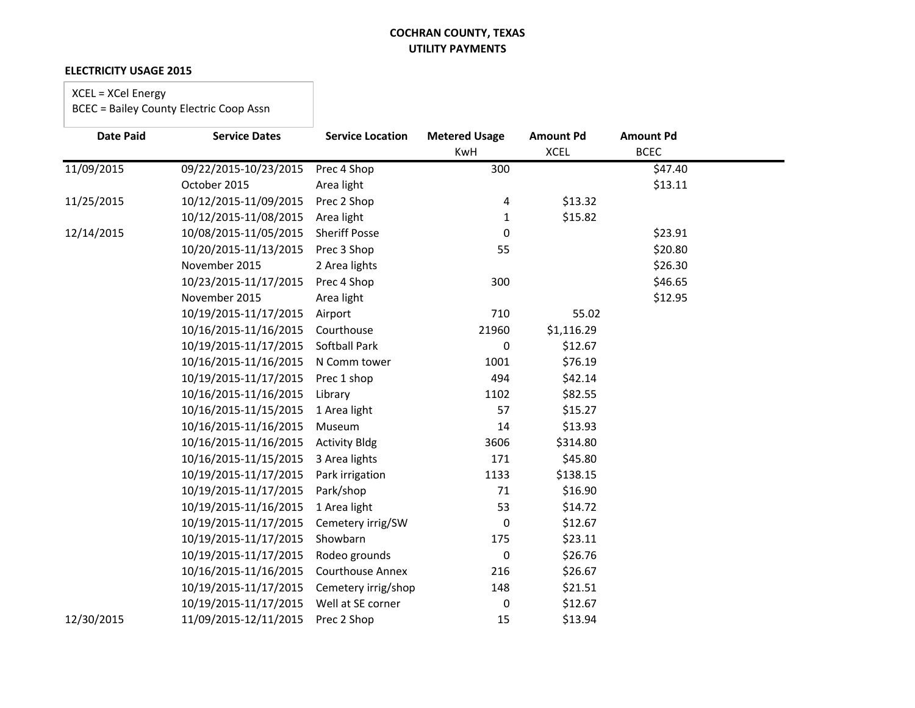**COCHRAN COUNTY, TEXAS**
**UTILITY PAYMENTS**

**ELECTRICITY USAGE 2015**

XCEL = XCel Energy
BCEC = Bailey County Electric Coop Assn

| Date Paid | Service Dates | Service Location | Metered Usage KwH | Amount Pd XCEL | Amount Pd BCEC |
|---|---|---|---|---|---|
| 11/09/2015 | 09/22/2015-10/23/2015 | Prec 4 Shop | 300 | | $47.40 |
| | October 2015 | Area light | | | $13.11 |
| 11/25/2015 | 10/12/2015-11/09/2015 | Prec 2 Shop | 4 | $13.32 | |
| | 10/12/2015-11/08/2015 | Area light | 1 | $15.82 | |
| 12/14/2015 | 10/08/2015-11/05/2015 | Sheriff Posse | 0 | | $23.91 |
| | 10/20/2015-11/13/2015 | Prec 3 Shop | 55 | | $20.80 |
| | November 2015 | 2 Area lights | | | $26.30 |
| | 10/23/2015-11/17/2015 | Prec 4 Shop | 300 | | $46.65 |
| | November 2015 | Area light | | | $12.95 |
| | 10/19/2015-11/17/2015 | Airport | 710 | 55.02 | |
| | 10/16/2015-11/16/2015 | Courthouse | 21960 | $1,116.29 | |
| | 10/19/2015-11/17/2015 | Softball Park | 0 | $12.67 | |
| | 10/16/2015-11/16/2015 | N Comm tower | 1001 | $76.19 | |
| | 10/19/2015-11/17/2015 | Prec 1 shop | 494 | $42.14 | |
| | 10/16/2015-11/16/2015 | Library | 1102 | $82.55 | |
| | 10/16/2015-11/15/2015 | 1 Area light | 57 | $15.27 | |
| | 10/16/2015-11/16/2015 | Museum | 14 | $13.93 | |
| | 10/16/2015-11/16/2015 | Activity Bldg | 3606 | $314.80 | |
| | 10/16/2015-11/15/2015 | 3 Area lights | 171 | $45.80 | |
| | 10/19/2015-11/17/2015 | Park irrigation | 1133 | $138.15 | |
| | 10/19/2015-11/17/2015 | Park/shop | 71 | $16.90 | |
| | 10/19/2015-11/16/2015 | 1 Area light | 53 | $14.72 | |
| | 10/19/2015-11/17/2015 | Cemetery irrig/SW | 0 | $12.67 | |
| | 10/19/2015-11/17/2015 | Showbarn | 175 | $23.11 | |
| | 10/19/2015-11/17/2015 | Rodeo grounds | 0 | $26.76 | |
| | 10/16/2015-11/16/2015 | Courthouse Annex | 216 | $26.67 | |
| | 10/19/2015-11/17/2015 | Cemetery irrig/shop | 148 | $21.51 | |
| | 10/19/2015-11/17/2015 | Well at SE corner | 0 | $12.67 | |
| 12/30/2015 | 11/09/2015-12/11/2015 | Prec 2 Shop | 15 | $13.94 | |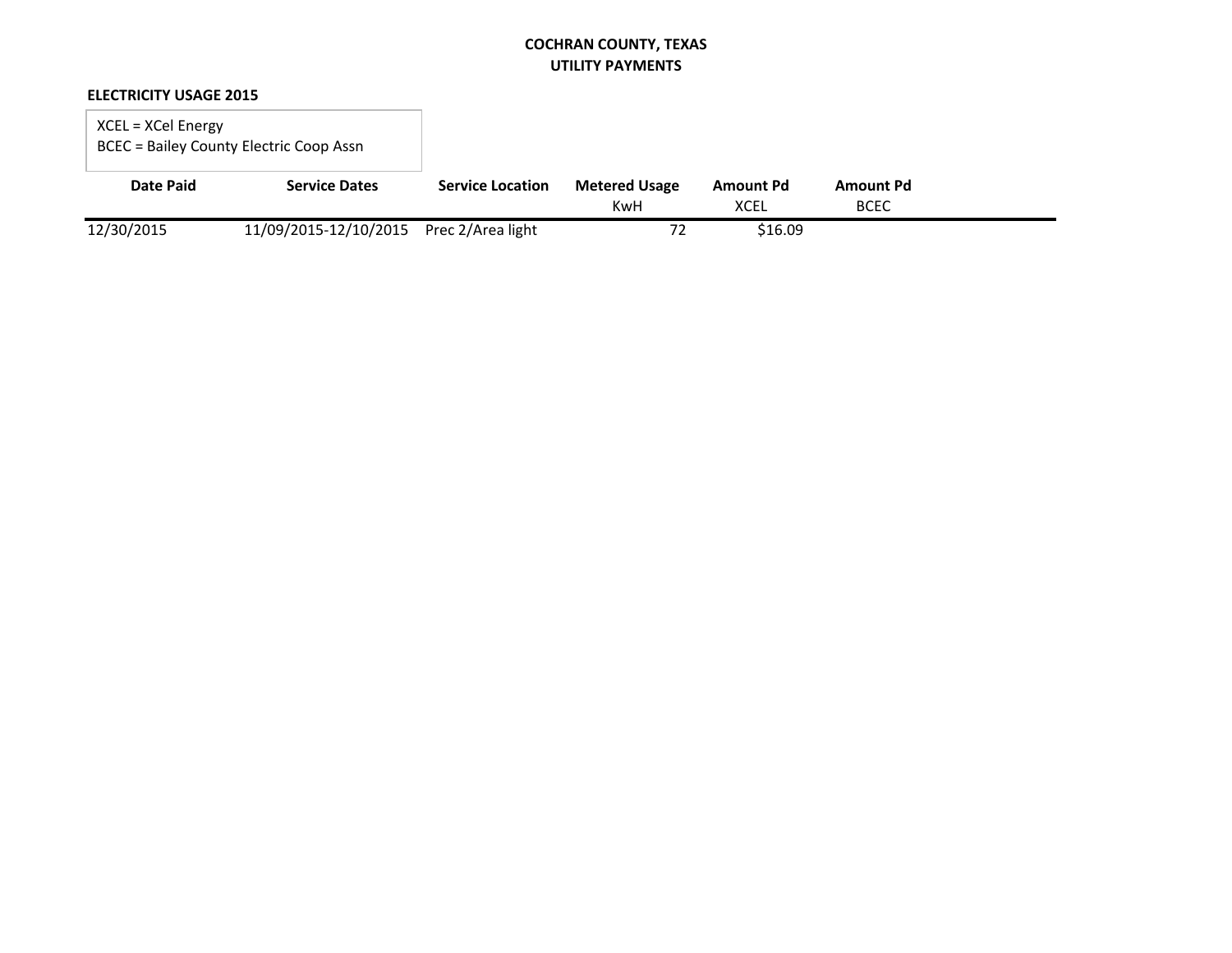# COCHRAN COUNTY, TEXAS
## UTILITY PAYMENTS

**ELECTRICITY USAGE 2015**

XCEL = XCel Energy
BCEC = Bailey County Electric Coop Assn

| Date Paid | Service Dates | Service Location | Metered Usage KwH | Amount Pd XCEL | Amount Pd BCEC |
|---|---|---|---|---|---|
| 12/30/2015 | 11/09/2015-12/10/2015 | Prec 2/Area light | 72 | $16.09 | |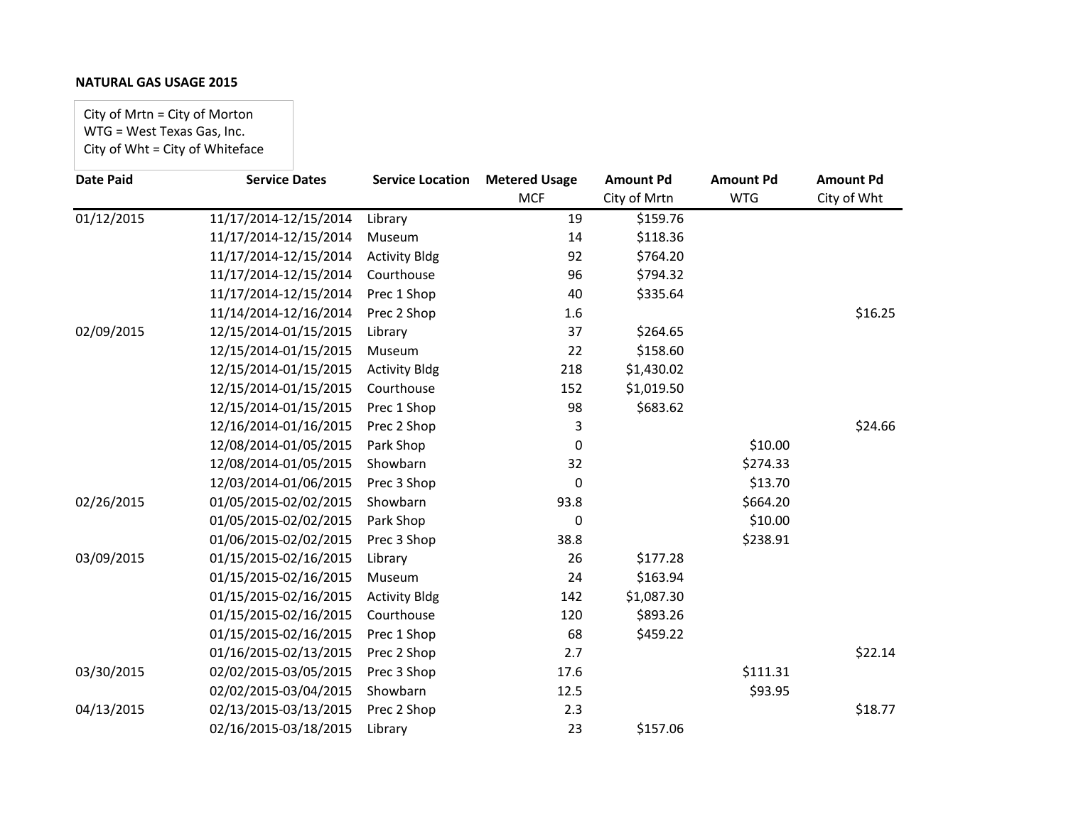**NATURAL GAS USAGE 2015**

City of Mrtn = City of Morton
WTG = West Texas Gas, Inc.
City of Wht = City of Whiteface

| Date Paid | Service Dates | Service Location | Metered Usage MCF | Amount Pd City of Mrtn | Amount Pd WTG | Amount Pd City of Wht |
|---|---|---|---|---|---|---|
| 01/12/2015 | 11/17/2014-12/15/2014 | Library | 19 | $159.76 | | |
| | 11/17/2014-12/15/2014 | Museum | 14 | $118.36 | | |
| | 11/17/2014-12/15/2014 | Activity Bldg | 92 | $764.20 | | |
| | 11/17/2014-12/15/2014 | Courthouse | 96 | $794.32 | | |
| | 11/17/2014-12/15/2014 | Prec 1 Shop | 40 | $335.64 | | |
| | 11/14/2014-12/16/2014 | Prec 2 Shop | 1.6 | | | $16.25 |
| 02/09/2015 | 12/15/2014-01/15/2015 | Library | 37 | $264.65 | | |
| | 12/15/2014-01/15/2015 | Museum | 22 | $158.60 | | |
| | 12/15/2014-01/15/2015 | Activity Bldg | 218 | $1,430.02 | | |
| | 12/15/2014-01/15/2015 | Courthouse | 152 | $1,019.50 | | |
| | 12/15/2014-01/15/2015 | Prec 1 Shop | 98 | $683.62 | | |
| | 12/16/2014-01/16/2015 | Prec 2 Shop | 3 | | | $24.66 |
| | 12/08/2014-01/05/2015 | Park Shop | 0 | | $10.00 | |
| | 12/08/2014-01/05/2015 | Showbarn | 32 | | $274.33 | |
| | 12/03/2014-01/06/2015 | Prec 3 Shop | 0 | | $13.70 | |
| 02/26/2015 | 01/05/2015-02/02/2015 | Showbarn | 93.8 | | $664.20 | |
| | 01/05/2015-02/02/2015 | Park Shop | 0 | | $10.00 | |
| | 01/06/2015-02/02/2015 | Prec 3 Shop | 38.8 | | $238.91 | |
| 03/09/2015 | 01/15/2015-02/16/2015 | Library | 26 | $177.28 | | |
| | 01/15/2015-02/16/2015 | Museum | 24 | $163.94 | | |
| | 01/15/2015-02/16/2015 | Activity Bldg | 142 | $1,087.30 | | |
| | 01/15/2015-02/16/2015 | Courthouse | 120 | $893.26 | | |
| | 01/15/2015-02/16/2015 | Prec 1 Shop | 68 | $459.22 | | |
| | 01/16/2015-02/13/2015 | Prec 2 Shop | 2.7 | | | $22.14 |
| 03/30/2015 | 02/02/2015-03/05/2015 | Prec 3 Shop | 17.6 | | $111.31 | |
| | 02/02/2015-03/04/2015 | Showbarn | 12.5 | | $93.95 | |
| 04/13/2015 | 02/13/2015-03/13/2015 | Prec 2 Shop | 2.3 | | | $18.77 |
| | 02/16/2015-03/18/2015 | Library | 23 | $157.06 | | |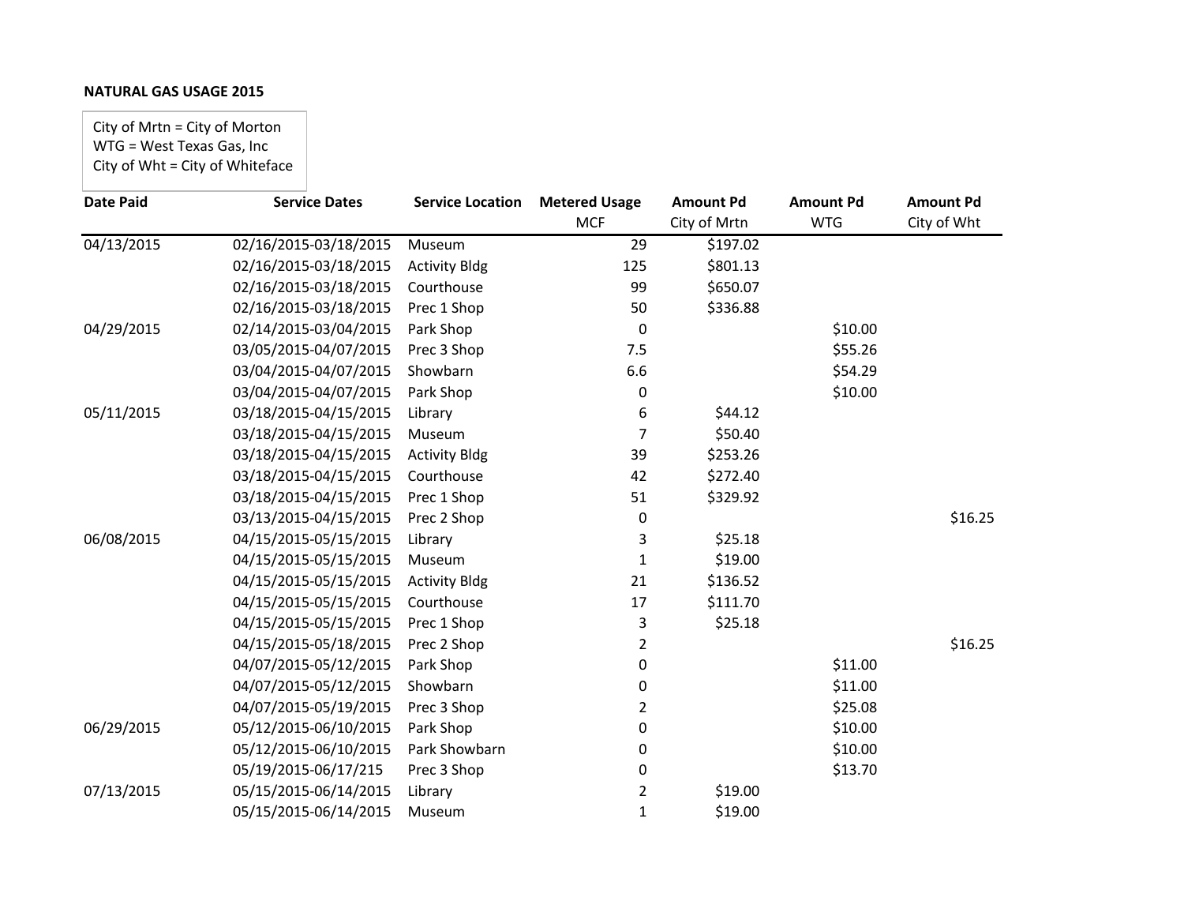**NATURAL GAS USAGE 2015**

City of Mrtn = City of Morton
WTG = West Texas Gas, Inc
City of Wht = City of Whiteface

| Date Paid | Service Dates | Service Location | Metered Usage MCF | Amount Pd City of Mrtn | Amount Pd WTG | Amount Pd City of Wht |
|---|---|---|---|---|---|---|
| 04/13/2015 | 02/16/2015-03/18/2015 | Museum | 29 | $197.02 | | |
| | 02/16/2015-03/18/2015 | Activity Bldg | 125 | $801.13 | | |
| | 02/16/2015-03/18/2015 | Courthouse | 99 | $650.07 | | |
| | 02/16/2015-03/18/2015 | Prec 1 Shop | 50 | $336.88 | | |
| 04/29/2015 | 02/14/2015-03/04/2015 | Park Shop | 0 | | $10.00 | |
| | 03/05/2015-04/07/2015 | Prec 3 Shop | 7.5 | | $55.26 | |
| | 03/04/2015-04/07/2015 | Showbarn | 6.6 | | $54.29 | |
| | 03/04/2015-04/07/2015 | Park Shop | 0 | | $10.00 | |
| 05/11/2015 | 03/18/2015-04/15/2015 | Library | 6 | $44.12 | | |
| | 03/18/2015-04/15/2015 | Museum | 7 | $50.40 | | |
| | 03/18/2015-04/15/2015 | Activity Bldg | 39 | $253.26 | | |
| | 03/18/2015-04/15/2015 | Courthouse | 42 | $272.40 | | |
| | 03/18/2015-04/15/2015 | Prec 1 Shop | 51 | $329.92 | | |
| | 03/13/2015-04/15/2015 | Prec 2 Shop | 0 | | | $16.25 |
| 06/08/2015 | 04/15/2015-05/15/2015 | Library | 3 | $25.18 | | |
| | 04/15/2015-05/15/2015 | Museum | 1 | $19.00 | | |
| | 04/15/2015-05/15/2015 | Activity Bldg | 21 | $136.52 | | |
| | 04/15/2015-05/15/2015 | Courthouse | 17 | $111.70 | | |
| | 04/15/2015-05/15/2015 | Prec 1 Shop | 3 | $25.18 | | |
| | 04/15/2015-05/18/2015 | Prec 2 Shop | 2 | | | $16.25 |
| | 04/07/2015-05/12/2015 | Park Shop | 0 | | $11.00 | |
| | 04/07/2015-05/12/2015 | Showbarn | 0 | | $11.00 | |
| | 04/07/2015-05/19/2015 | Prec 3 Shop | 2 | | $25.08 | |
| 06/29/2015 | 05/12/2015-06/10/2015 | Park Shop | 0 | | $10.00 | |
| | 05/12/2015-06/10/2015 | Park Showbarn | 0 | | $10.00 | |
| | 05/19/2015-06/17/215 | Prec 3 Shop | 0 | | $13.70 | |
| 07/13/2015 | 05/15/2015-06/14/2015 | Library | 2 | $19.00 | | |
| | 05/15/2015-06/14/2015 | Museum | 1 | $19.00 | | |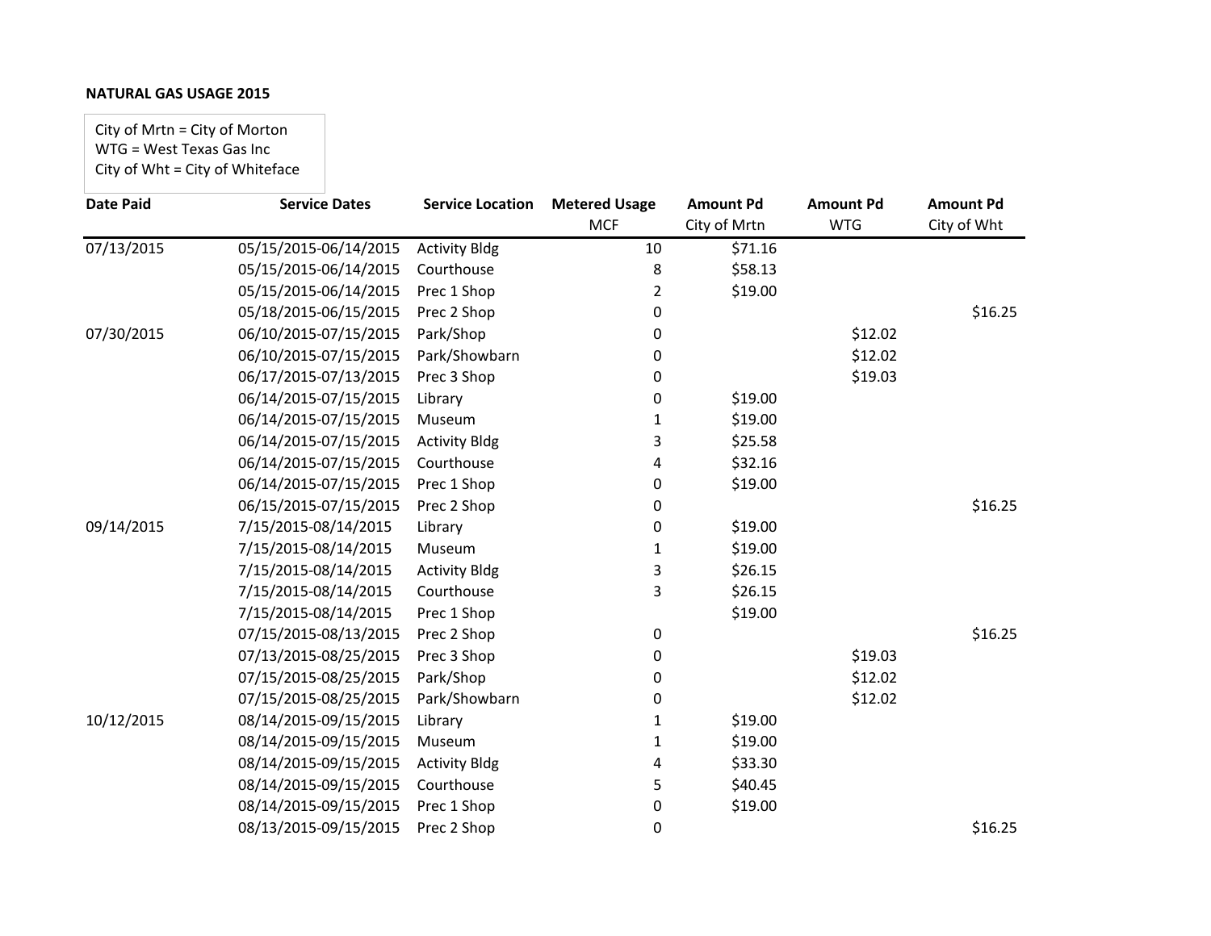**NATURAL GAS USAGE 2015**

City of Mrtn = City of Morton
WTG = West Texas Gas Inc
City of Wht = City of Whiteface

| Date Paid | Service Dates | Service Location | Metered Usage MCF | Amount Pd City of Mrtn | Amount Pd WTG | Amount Pd City of Wht |
|---|---|---|---|---|---|---|
| 07/13/2015 | 05/15/2015-06/14/2015 | Activity Bldg | 10 | $71.16 | | |
| | 05/15/2015-06/14/2015 | Courthouse | 8 | $58.13 | | |
| | 05/15/2015-06/14/2015 | Prec 1 Shop | 2 | $19.00 | | |
| | 05/18/2015-06/15/2015 | Prec 2 Shop | 0 | | | $16.25 |
| 07/30/2015 | 06/10/2015-07/15/2015 | Park/Shop | 0 | | $12.02 | |
| | 06/10/2015-07/15/2015 | Park/Showbarn | 0 | | $12.02 | |
| | 06/17/2015-07/13/2015 | Prec 3 Shop | 0 | | $19.03 | |
| | 06/14/2015-07/15/2015 | Library | 0 | $19.00 | | |
| | 06/14/2015-07/15/2015 | Museum | 1 | $19.00 | | |
| | 06/14/2015-07/15/2015 | Activity Bldg | 3 | $25.58 | | |
| | 06/14/2015-07/15/2015 | Courthouse | 4 | $32.16 | | |
| | 06/14/2015-07/15/2015 | Prec 1 Shop | 0 | $19.00 | | |
| | 06/15/2015-07/15/2015 | Prec 2 Shop | 0 | | | $16.25 |
| 09/14/2015 | 7/15/2015-08/14/2015 | Library | 0 | $19.00 | | |
| | 7/15/2015-08/14/2015 | Museum | 1 | $19.00 | | |
| | 7/15/2015-08/14/2015 | Activity Bldg | 3 | $26.15 | | |
| | 7/15/2015-08/14/2015 | Courthouse | 3 | $26.15 | | |
| | 7/15/2015-08/14/2015 | Prec 1 Shop | | $19.00 | | |
| | 07/15/2015-08/13/2015 | Prec 2 Shop | 0 | | | $16.25 |
| | 07/13/2015-08/25/2015 | Prec 3 Shop | 0 | | $19.03 | |
| | 07/15/2015-08/25/2015 | Park/Shop | 0 | | $12.02 | |
| | 07/15/2015-08/25/2015 | Park/Showbarn | 0 | | $12.02 | |
| 10/12/2015 | 08/14/2015-09/15/2015 | Library | 1 | $19.00 | | |
| | 08/14/2015-09/15/2015 | Museum | 1 | $19.00 | | |
| | 08/14/2015-09/15/2015 | Activity Bldg | 4 | $33.30 | | |
| | 08/14/2015-09/15/2015 | Courthouse | 5 | $40.45 | | |
| | 08/14/2015-09/15/2015 | Prec 1 Shop | 0 | $19.00 | | |
| | 08/13/2015-09/15/2015 | Prec 2 Shop | 0 | | | $16.25 |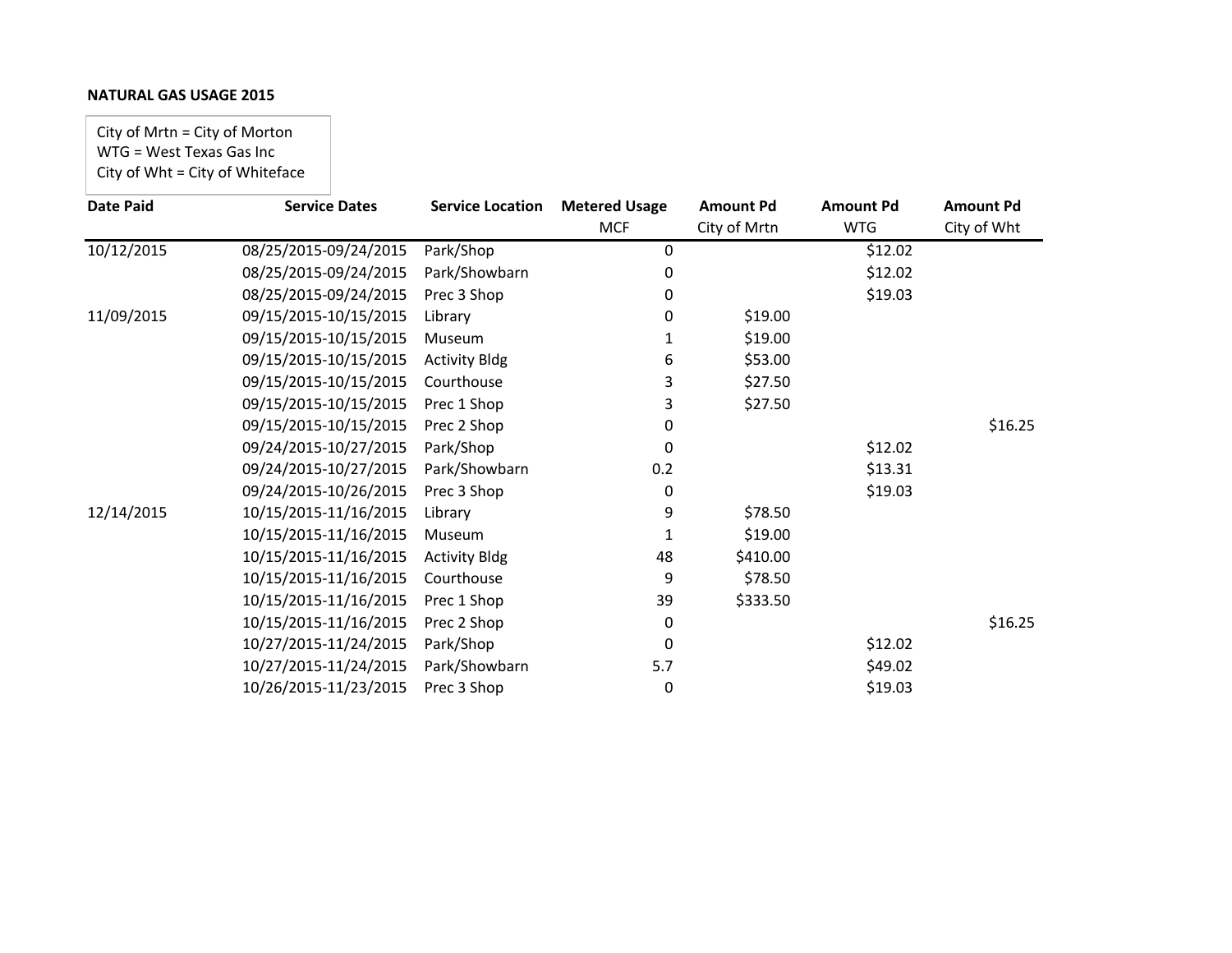**NATURAL GAS USAGE 2015**

City of Mrtn = City of Morton
WTG = West Texas Gas Inc
City of Wht = City of Whiteface

| Date Paid | Service Dates | Service Location | Metered Usage MCF | Amount Pd City of Mrtn | Amount Pd WTG | Amount Pd City of Wht |
|---|---|---|---|---|---|---|
| 10/12/2015 | 08/25/2015-09/24/2015 | Park/Shop | 0 | | $12.02 | |
| | 08/25/2015-09/24/2015 | Park/Showbarn | 0 | | $12.02 | |
| | 08/25/2015-09/24/2015 | Prec 3 Shop | 0 | | $19.03 | |
| 11/09/2015 | 09/15/2015-10/15/2015 | Library | 0 | $19.00 | | |
| | 09/15/2015-10/15/2015 | Museum | 1 | $19.00 | | |
| | 09/15/2015-10/15/2015 | Activity Bldg | 6 | $53.00 | | |
| | 09/15/2015-10/15/2015 | Courthouse | 3 | $27.50 | | |
| | 09/15/2015-10/15/2015 | Prec 1 Shop | 3 | $27.50 | | |
| | 09/15/2015-10/15/2015 | Prec 2 Shop | 0 | | | $16.25 |
| | 09/24/2015-10/27/2015 | Park/Shop | 0 | | $12.02 | |
| | 09/24/2015-10/27/2015 | Park/Showbarn | 0.2 | | $13.31 | |
| | 09/24/2015-10/26/2015 | Prec 3 Shop | 0 | | $19.03 | |
| 12/14/2015 | 10/15/2015-11/16/2015 | Library | 9 | $78.50 | | |
| | 10/15/2015-11/16/2015 | Museum | 1 | $19.00 | | |
| | 10/15/2015-11/16/2015 | Activity Bldg | 48 | $410.00 | | |
| | 10/15/2015-11/16/2015 | Courthouse | 9 | $78.50 | | |
| | 10/15/2015-11/16/2015 | Prec 1 Shop | 39 | $333.50 | | |
| | 10/15/2015-11/16/2015 | Prec 2 Shop | 0 | | | $16.25 |
| | 10/27/2015-11/24/2015 | Park/Shop | 0 | | $12.02 | |
| | 10/27/2015-11/24/2015 | Park/Showbarn | 5.7 | | $49.02 | |
| | 10/26/2015-11/23/2015 | Prec 3 Shop | 0 | | $19.03 | |